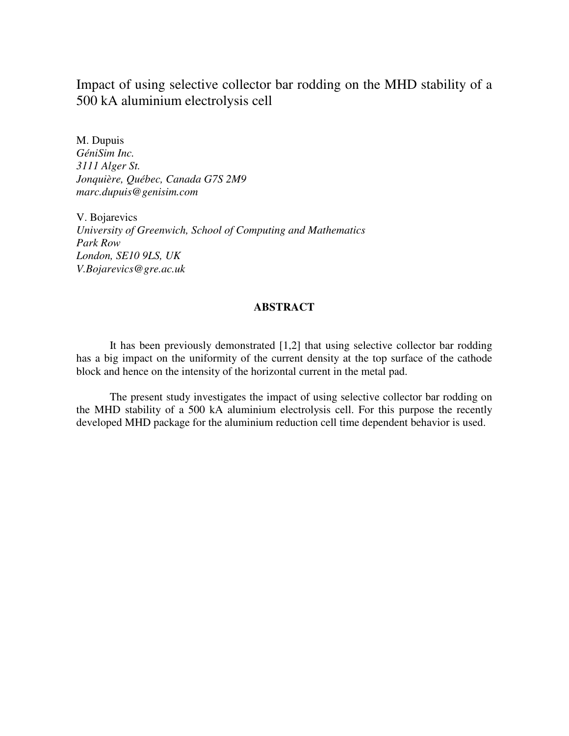# Impact of using selective collector bar rodding on the MHD stability of a 500 kA aluminium electrolysis cell

M. Dupuis
*GéniSim Inc.*
*3111 Alger St.*
*Jonquière, Québec, Canada G7S 2M9*
*marc.dupuis@genisim.com*

V. Bojarevics
*University of Greenwich, School of Computing and Mathematics*
*Park Row*
*London, SE10 9LS, UK*
*V.Bojarevics@gre.ac.uk*

## ABSTRACT

It has been previously demonstrated [1,2] that using selective collector bar rodding has a big impact on the uniformity of the current density at the top surface of the cathode block and hence on the intensity of the horizontal current in the metal pad.

The present study investigates the impact of using selective collector bar rodding on the MHD stability of a 500 kA aluminium electrolysis cell. For this purpose the recently developed MHD package for the aluminium reduction cell time dependent behavior is used.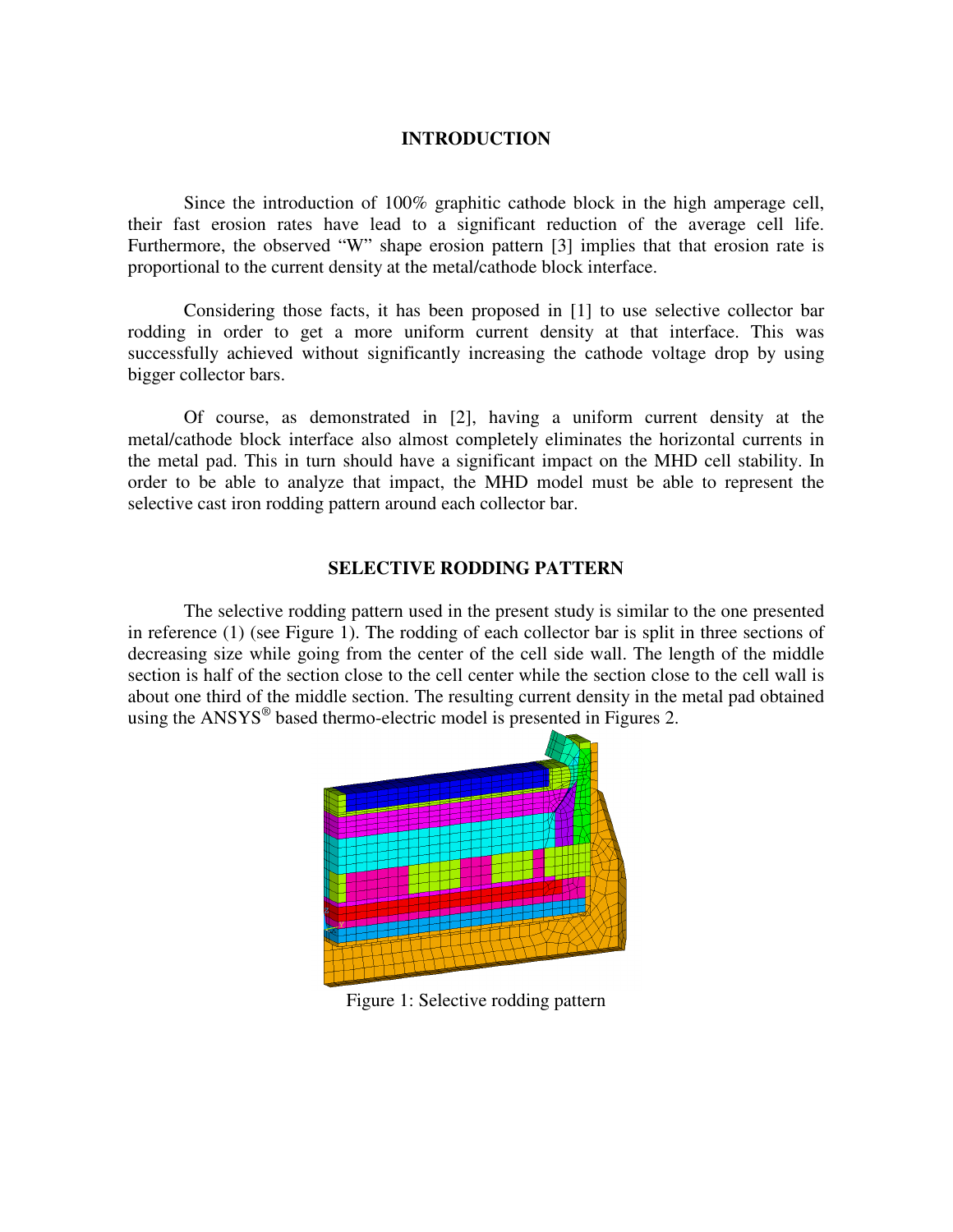## INTRODUCTION

Since the introduction of 100% graphitic cathode block in the high amperage cell, their fast erosion rates have lead to a significant reduction of the average cell life. Furthermore, the observed "W" shape erosion pattern [3] implies that that erosion rate is proportional to the current density at the metal/cathode block interface.

Considering those facts, it has been proposed in [1] to use selective collector bar rodding in order to get a more uniform current density at that interface. This was successfully achieved without significantly increasing the cathode voltage drop by using bigger collector bars.

Of course, as demonstrated in [2], having a uniform current density at the metal/cathode block interface also almost completely eliminates the horizontal currents in the metal pad. This in turn should have a significant impact on the MHD cell stability. In order to be able to analyze that impact, the MHD model must be able to represent the selective cast iron rodding pattern around each collector bar.

## SELECTIVE RODDING PATTERN

The selective rodding pattern used in the present study is similar to the one presented in reference (1) (see Figure 1). The rodding of each collector bar is split in three sections of decreasing size while going from the center of the cell side wall. The length of the middle section is half of the section close to the cell center while the section close to the cell wall is about one third of the middle section. The resulting current density in the metal pad obtained using the ANSYS® based thermo-electric model is presented in Figures 2.

Figure 1: Selective rodding pattern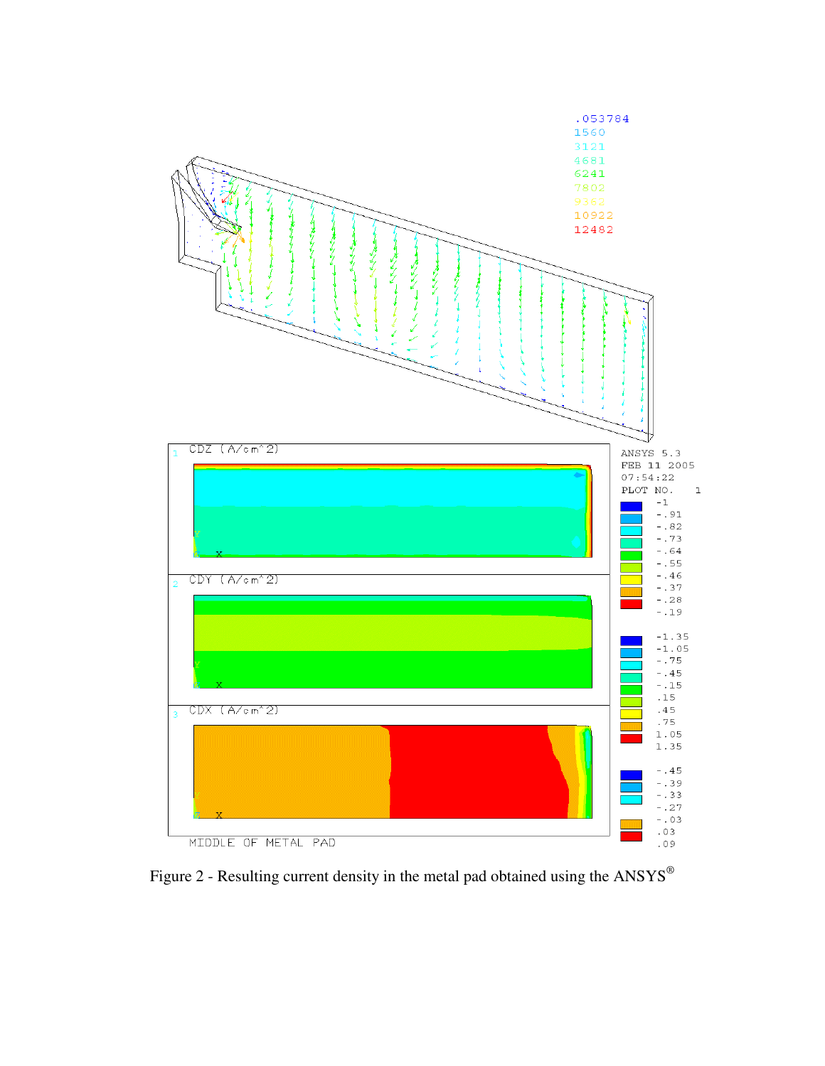Figure 2 - Resulting current density in the metal pad obtained using the ANSYS®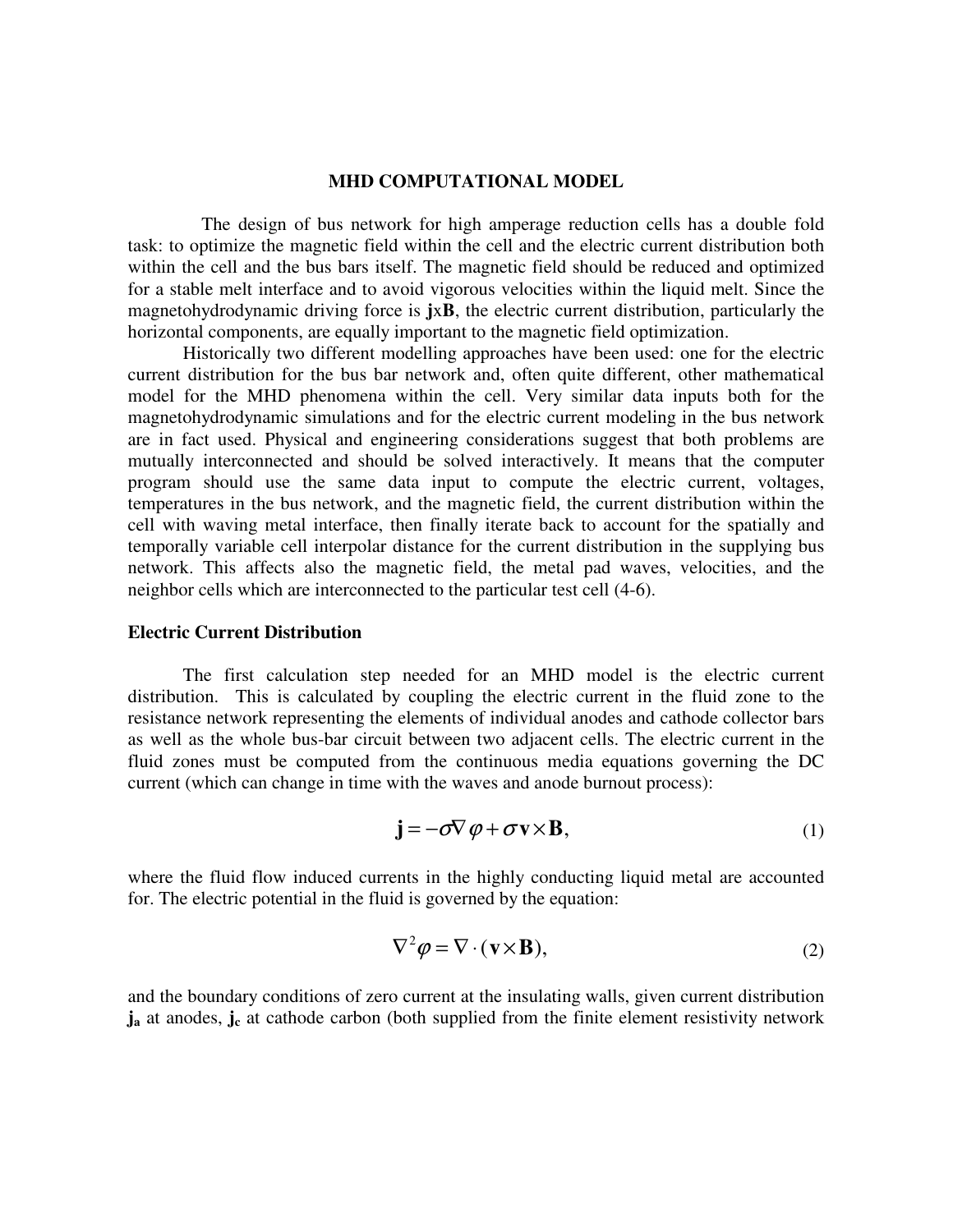## MHD COMPUTATIONAL MODEL

The design of bus network for high amperage reduction cells has a double fold task: to optimize the magnetic field within the cell and the electric current distribution both within the cell and the bus bars itself. The magnetic field should be reduced and optimized for a stable melt interface and to avoid vigorous velocities within the liquid melt. Since the magnetohydrodynamic driving force is **j**x**B**, the electric current distribution, particularly the horizontal components, are equally important to the magnetic field optimization.

Historically two different modelling approaches have been used: one for the electric current distribution for the bus bar network and, often quite different, other mathematical model for the MHD phenomena within the cell. Very similar data inputs both for the magnetohydrodynamic simulations and for the electric current modeling in the bus network are in fact used. Physical and engineering considerations suggest that both problems are mutually interconnected and should be solved interactively. It means that the computer program should use the same data input to compute the electric current, voltages, temperatures in the bus network, and the magnetic field, the current distribution within the cell with waving metal interface, then finally iterate back to account for the spatially and temporally variable cell interpolar distance for the current distribution in the supplying bus network. This affects also the magnetic field, the metal pad waves, velocities, and the neighbor cells which are interconnected to the particular test cell (4-6).

### Electric Current Distribution

The first calculation step needed for an MHD model is the electric current distribution. This is calculated by coupling the electric current in the fluid zone to the resistance network representing the elements of individual anodes and cathode collector bars as well as the whole bus-bar circuit between two adjacent cells. The electric current in the fluid zones must be computed from the continuous media equations governing the DC current (which can change in time with the waves and anode burnout process):

$$\mathbf{j} = -\sigma \nabla \varphi + \sigma \mathbf{v} \times \mathbf{B}, \tag{1}$$

where the fluid flow induced currents in the highly conducting liquid metal are accounted for. The electric potential in the fluid is governed by the equation:

$$\nabla^2 \varphi = \nabla \cdot (\mathbf{v} \times \mathbf{B}), \tag{2}$$

and the boundary conditions of zero current at the insulating walls, given current distribution $\mathbf{j_a}$ at anodes, $\mathbf{j_c}$ at cathode carbon (both supplied from the finite element resistivity network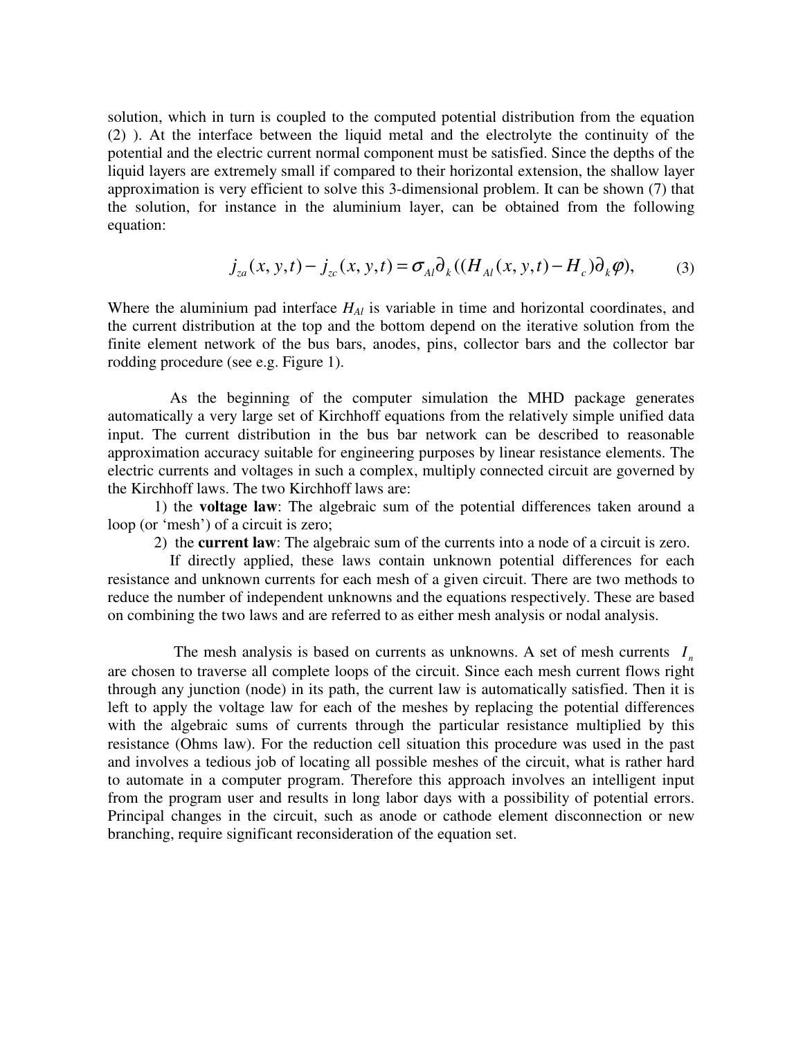solution, which in turn is coupled to the computed potential distribution from the equation (2) ). At the interface between the liquid metal and the electrolyte the continuity of the potential and the electric current normal component must be satisfied. Since the depths of the liquid layers are extremely small if compared to their horizontal extension, the shallow layer approximation is very efficient to solve this 3-dimensional problem. It can be shown (7) that the solution, for instance in the aluminium layer, can be obtained from the following equation:

$$j_{za}(x,y,t) - j_{zc}(x,y,t) = \sigma_{Al}\partial_k((H_{Al}(x,y,t) - H_c)\partial_k\varphi), \qquad (3)$$

Where the aluminium pad interface $H_{Al}$ is variable in time and horizontal coordinates, and the current distribution at the top and the bottom depend on the iterative solution from the finite element network of the bus bars, anodes, pins, collector bars and the collector bar rodding procedure (see e.g. Figure 1).

As the beginning of the computer simulation the MHD package generates automatically a very large set of Kirchhoff equations from the relatively simple unified data input. The current distribution in the bus bar network can be described to reasonable approximation accuracy suitable for engineering purposes by linear resistance elements. The electric currents and voltages in such a complex, multiply connected circuit are governed by the Kirchhoff laws. The two Kirchhoff laws are:

1) the **voltage law**: The algebraic sum of the potential differences taken around a loop (or 'mesh') of a circuit is zero;

2) the **current law**: The algebraic sum of the currents into a node of a circuit is zero.

If directly applied, these laws contain unknown potential differences for each resistance and unknown currents for each mesh of a given circuit. There are two methods to reduce the number of independent unknowns and the equations respectively. These are based on combining the two laws and are referred to as either mesh analysis or nodal analysis.

The mesh analysis is based on currents as unknowns. A set of mesh currents $I_n$ are chosen to traverse all complete loops of the circuit. Since each mesh current flows right through any junction (node) in its path, the current law is automatically satisfied. Then it is left to apply the voltage law for each of the meshes by replacing the potential differences with the algebraic sums of currents through the particular resistance multiplied by this resistance (Ohms law). For the reduction cell situation this procedure was used in the past and involves a tedious job of locating all possible meshes of the circuit, what is rather hard to automate in a computer program. Therefore this approach involves an intelligent input from the program user and results in long labor days with a possibility of potential errors. Principal changes in the circuit, such as anode or cathode element disconnection or new branching, require significant reconsideration of the equation set.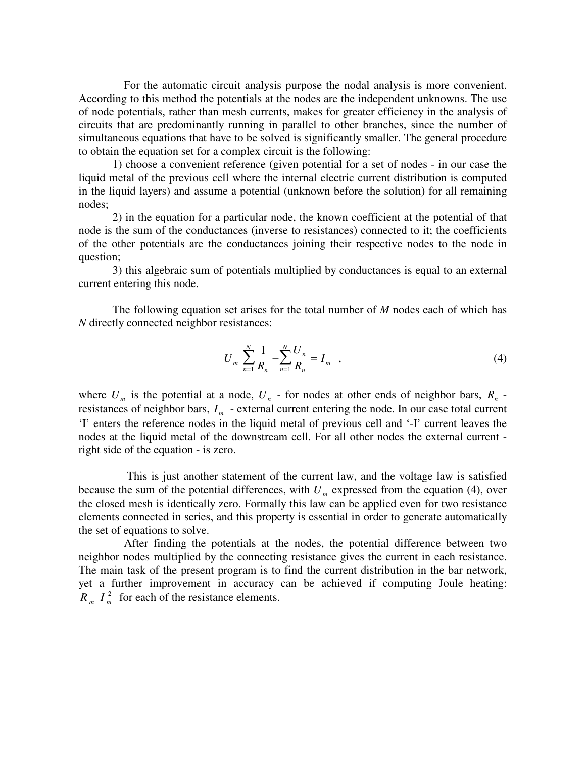For the automatic circuit analysis purpose the nodal analysis is more convenient. According to this method the potentials at the nodes are the independent unknowns. The use of node potentials, rather than mesh currents, makes for greater efficiency in the analysis of circuits that are predominantly running in parallel to other branches, since the number of simultaneous equations that have to be solved is significantly smaller. The general procedure to obtain the equation set for a complex circuit is the following:

1) choose a convenient reference (given potential for a set of nodes - in our case the liquid metal of the previous cell where the internal electric current distribution is computed in the liquid layers) and assume a potential (unknown before the solution) for all remaining nodes;

2) in the equation for a particular node, the known coefficient at the potential of that node is the sum of the conductances (inverse to resistances) connected to it; the coefficients of the other potentials are the conductances joining their respective nodes to the node in question;

3) this algebraic sum of potentials multiplied by conductances is equal to an external current entering this node.

The following equation set arises for the total number of *M* nodes each of which has *N* directly connected neighbor resistances:

$$U_m \sum_{n=1}^{N} \frac{1}{R_n} - \sum_{n=1}^{N} \frac{U_n}{R_n} = I_m \quad , \tag{4}$$

where $U_m$ is the potential at a node, $U_n$ - for nodes at other ends of neighbor bars, $R_n$ - resistances of neighbor bars, $I_m$ - external current entering the node. In our case total current 'I' enters the reference nodes in the liquid metal of previous cell and '-I' current leaves the nodes at the liquid metal of the downstream cell. For all other nodes the external current - right side of the equation - is zero.

This is just another statement of the current law, and the voltage law is satisfied because the sum of the potential differences, with $U_m$ expressed from the equation (4), over the closed mesh is identically zero. Formally this law can be applied even for two resistance elements connected in series, and this property is essential in order to generate automatically the set of equations to solve.

After finding the potentials at the nodes, the potential difference between two neighbor nodes multiplied by the connecting resistance gives the current in each resistance. The main task of the present program is to find the current distribution in the bar network, yet a further improvement in accuracy can be achieved if computing Joule heating: $R_m \ I_m^2$ for each of the resistance elements.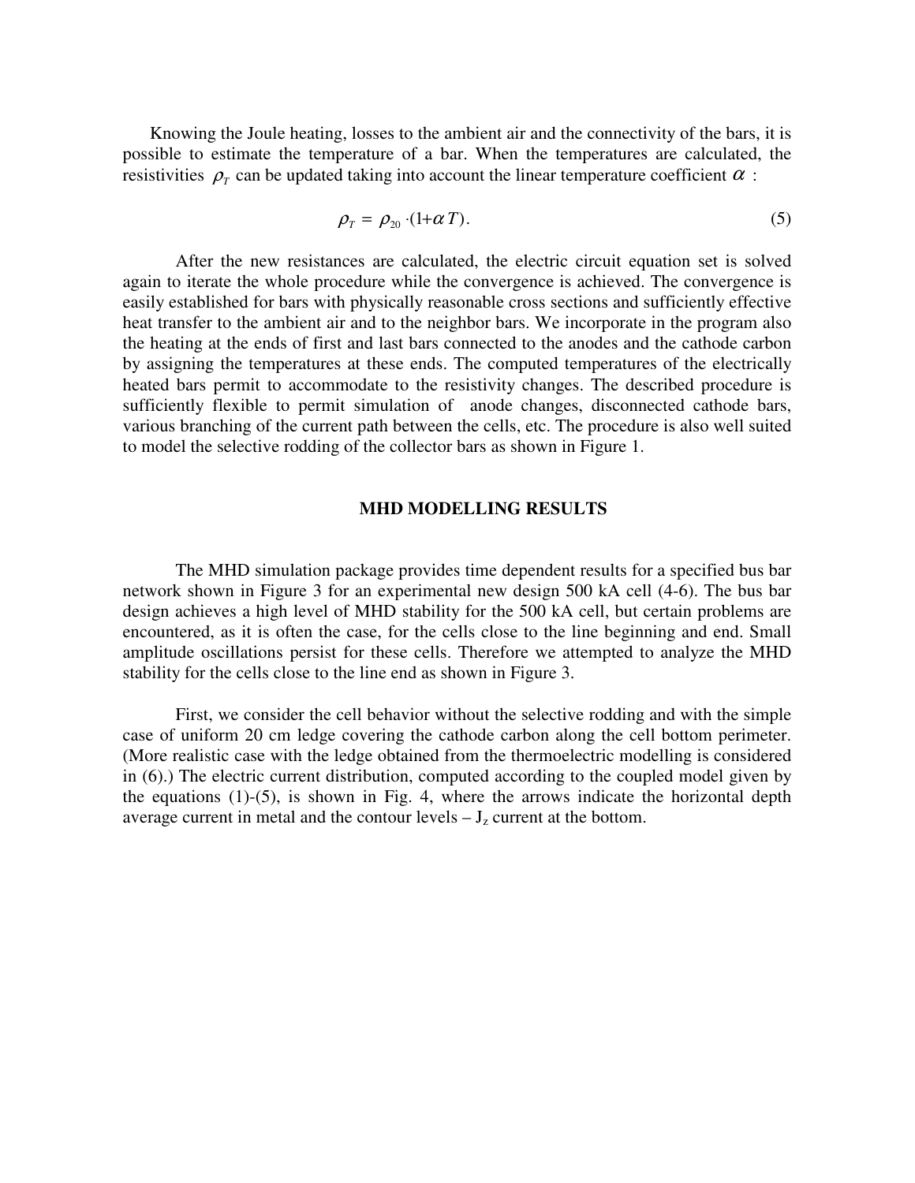Knowing the Joule heating, losses to the ambient air and the connectivity of the bars, it is possible to estimate the temperature of a bar. When the temperatures are calculated, the resistivities $\rho_T$ can be updated taking into account the linear temperature coefficient $\alpha$ :

$$\rho_T = \rho_{20} \cdot (1+\alpha T). \tag{5}$$

After the new resistances are calculated, the electric circuit equation set is solved again to iterate the whole procedure while the convergence is achieved. The convergence is easily established for bars with physically reasonable cross sections and sufficiently effective heat transfer to the ambient air and to the neighbor bars. We incorporate in the program also the heating at the ends of first and last bars connected to the anodes and the cathode carbon by assigning the temperatures at these ends. The computed temperatures of the electrically heated bars permit to accommodate to the resistivity changes. The described procedure is sufficiently flexible to permit simulation of anode changes, disconnected cathode bars, various branching of the current path between the cells, etc. The procedure is also well suited to model the selective rodding of the collector bars as shown in Figure 1.

## MHD MODELLING RESULTS

The MHD simulation package provides time dependent results for a specified bus bar network shown in Figure 3 for an experimental new design 500 kA cell (4-6). The bus bar design achieves a high level of MHD stability for the 500 kA cell, but certain problems are encountered, as it is often the case, for the cells close to the line beginning and end. Small amplitude oscillations persist for these cells. Therefore we attempted to analyze the MHD stability for the cells close to the line end as shown in Figure 3.

First, we consider the cell behavior without the selective rodding and with the simple case of uniform 20 cm ledge covering the cathode carbon along the cell bottom perimeter. (More realistic case with the ledge obtained from the thermoelectric modelling is considered in (6).) The electric current distribution, computed according to the coupled model given by the equations (1)-(5), is shown in Fig. 4, where the arrows indicate the horizontal depth average current in metal and the contour levels – $J_z$ current at the bottom.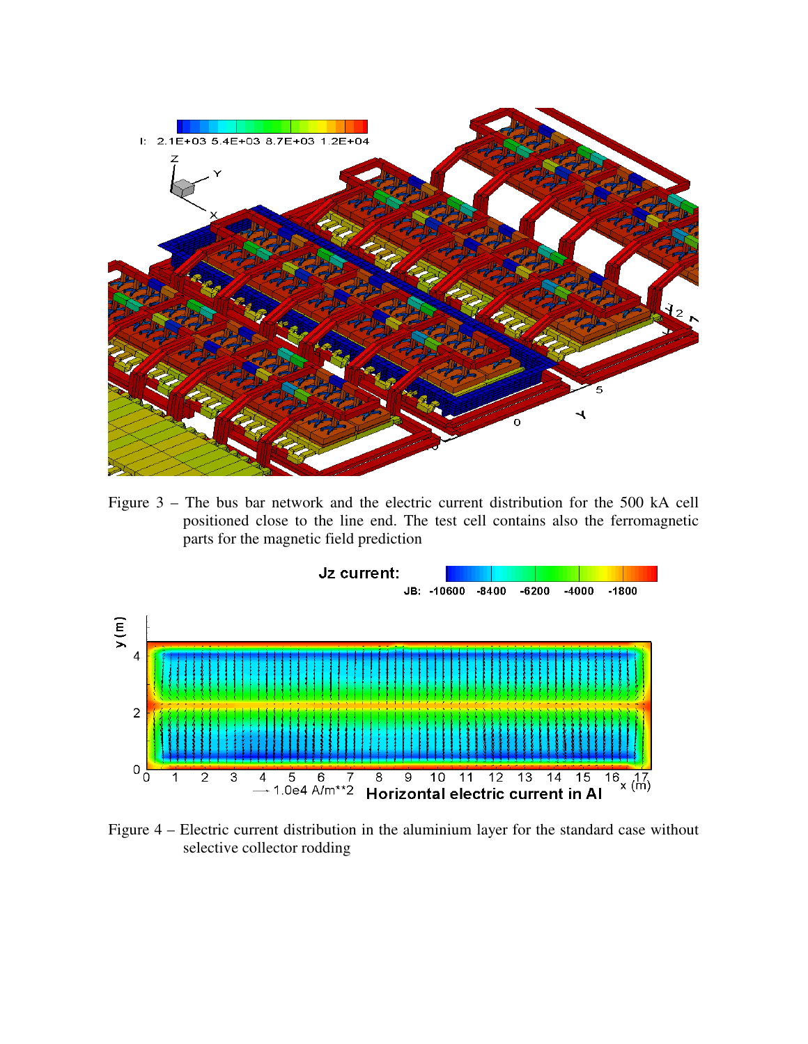Figure 3 – The bus bar network and the electric current distribution for the 500 kA cell positioned close to the line end. The test cell contains also the ferromagnetic parts for the magnetic field prediction

Figure 4 – Electric current distribution in the aluminium layer for the standard case without selective collector rodding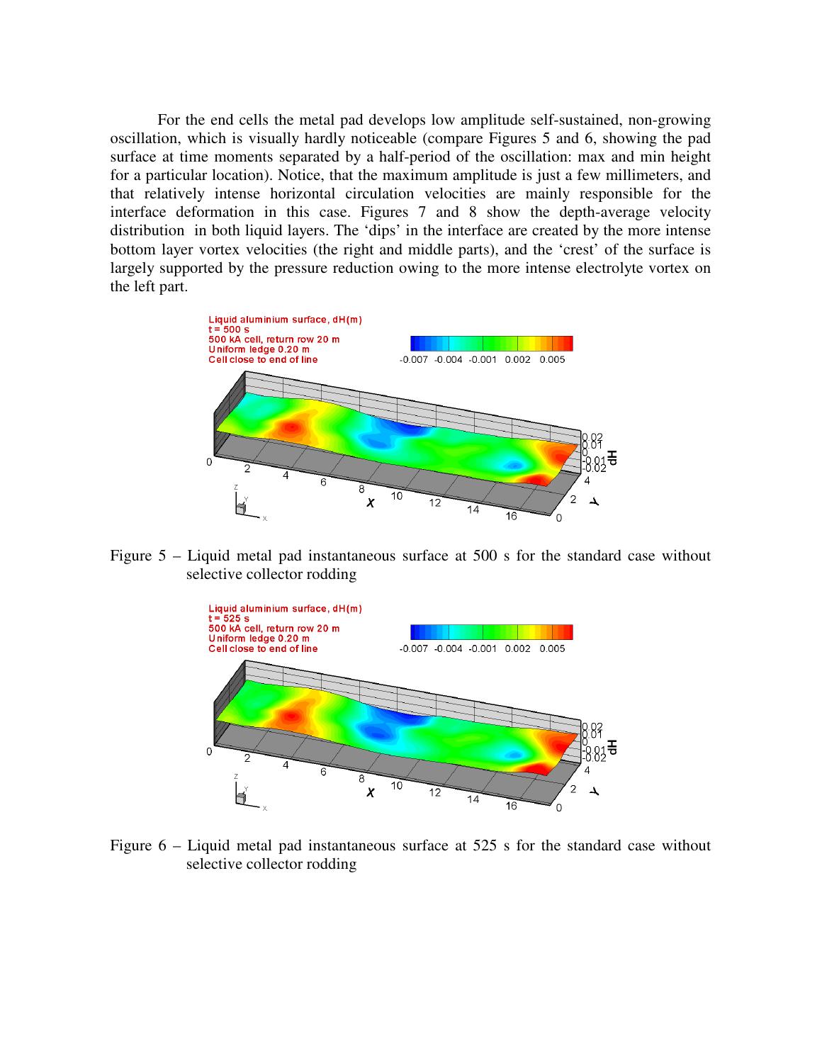For the end cells the metal pad develops low amplitude self-sustained, non-growing oscillation, which is visually hardly noticeable (compare Figures 5 and 6, showing the pad surface at time moments separated by a half-period of the oscillation: max and min height for a particular location). Notice, that the maximum amplitude is just a few millimeters, and that relatively intense horizontal circulation velocities are mainly responsible for the interface deformation in this case. Figures 7 and 8 show the depth-average velocity distribution in both liquid layers. The 'dips' in the interface are created by the more intense bottom layer vortex velocities (the right and middle parts), and the 'crest' of the surface is largely supported by the pressure reduction owing to the more intense electrolyte vortex on the left part.

Figure 5 – Liquid metal pad instantaneous surface at 500 s for the standard case without selective collector rodding

Figure 6 – Liquid metal pad instantaneous surface at 525 s for the standard case without selective collector rodding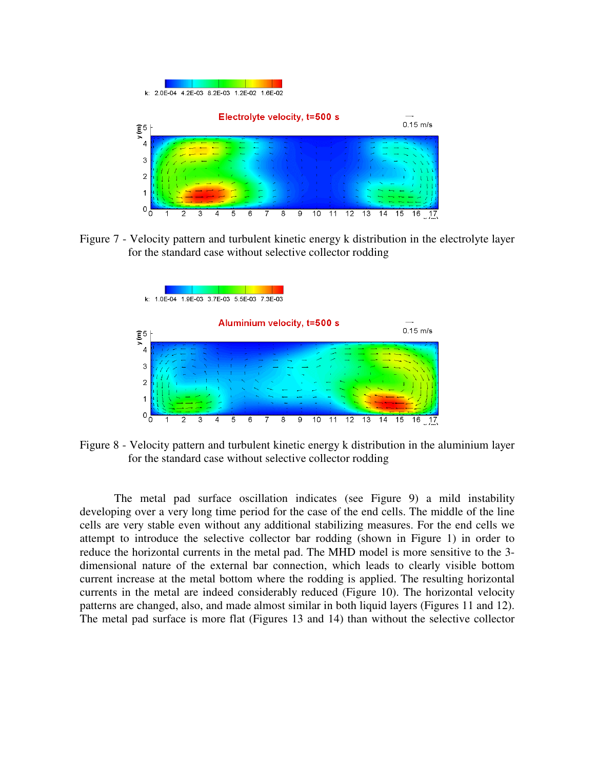Figure 7 - Velocity pattern and turbulent kinetic energy k distribution in the electrolyte layer for the standard case without selective collector rodding

Figure 8 - Velocity pattern and turbulent kinetic energy k distribution in the aluminium layer for the standard case without selective collector rodding

The metal pad surface oscillation indicates (see Figure 9) a mild instability developing over a very long time period for the case of the end cells. The middle of the line cells are very stable even without any additional stabilizing measures. For the end cells we attempt to introduce the selective collector bar rodding (shown in Figure 1) in order to reduce the horizontal currents in the metal pad. The MHD model is more sensitive to the 3-dimensional nature of the external bar connection, which leads to clearly visible bottom current increase at the metal bottom where the rodding is applied. The resulting horizontal currents in the metal are indeed considerably reduced (Figure 10). The horizontal velocity patterns are changed, also, and made almost similar in both liquid layers (Figures 11 and 12). The metal pad surface is more flat (Figures 13 and 14) than without the selective collector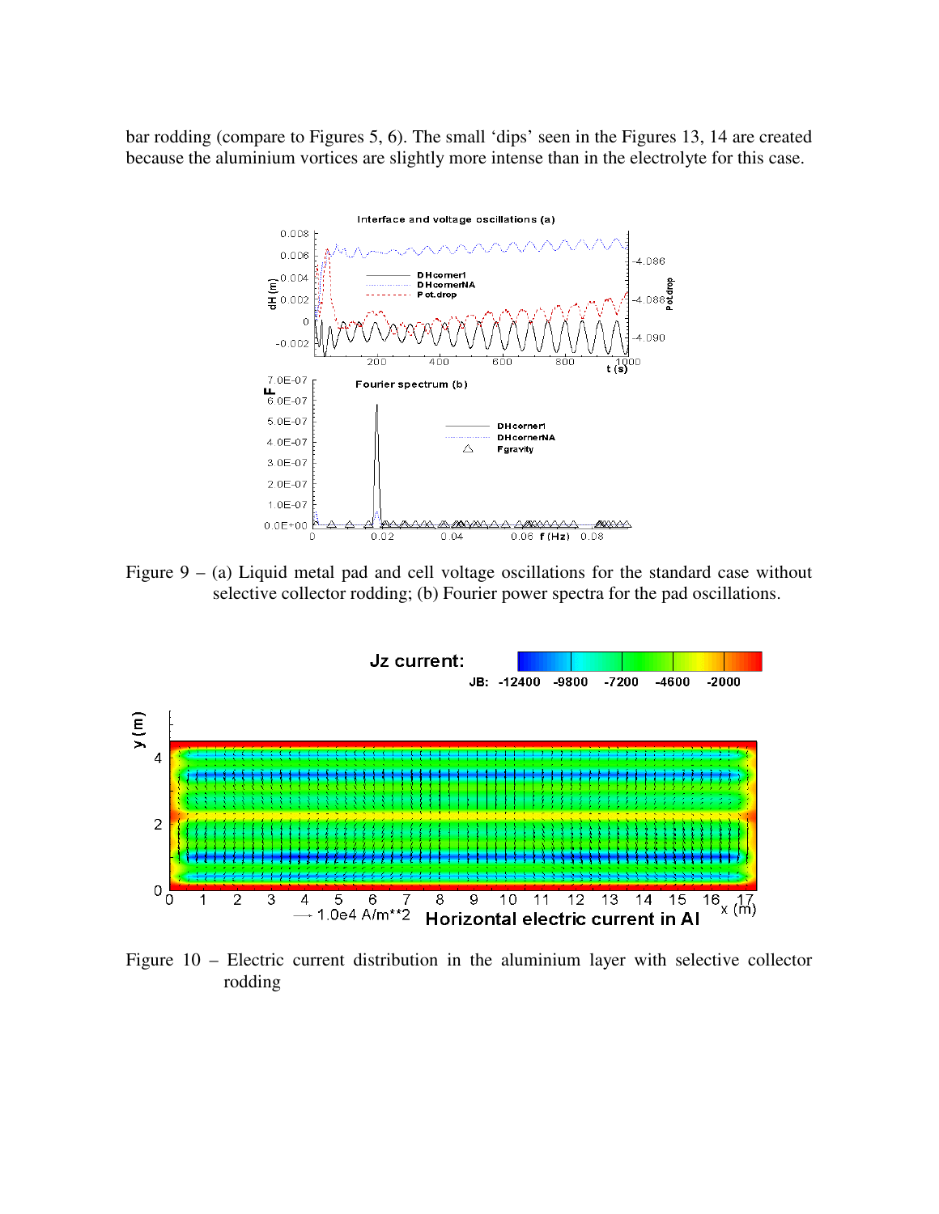bar rodding (compare to Figures 5, 6). The small 'dips' seen in the Figures 13, 14 are created because the aluminium vortices are slightly more intense than in the electrolyte for this case.

Figure 9 – (a) Liquid metal pad and cell voltage oscillations for the standard case without selective collector rodding; (b) Fourier power spectra for the pad oscillations.

Figure 10 – Electric current distribution in the aluminium layer with selective collector rodding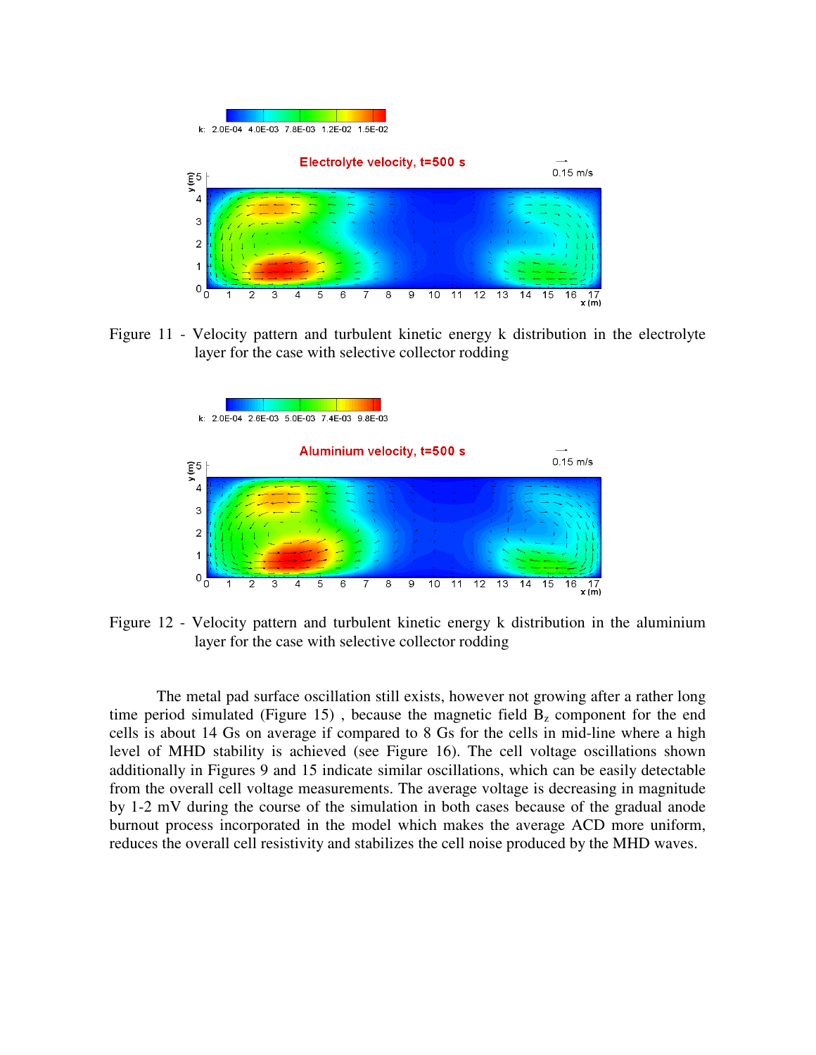Figure 11 - Velocity pattern and turbulent kinetic energy k distribution in the electrolyte layer for the case with selective collector rodding

Figure 12 - Velocity pattern and turbulent kinetic energy k distribution in the aluminium layer for the case with selective collector rodding

The metal pad surface oscillation still exists, however not growing after a rather long time period simulated (Figure 15) , because the magnetic field $B_z$ component for the end cells is about 14 Gs on average if compared to 8 Gs for the cells in mid-line where a high level of MHD stability is achieved (see Figure 16). The cell voltage oscillations shown additionally in Figures 9 and 15 indicate similar oscillations, which can be easily detectable from the overall cell voltage measurements. The average voltage is decreasing in magnitude by 1-2 mV during the course of the simulation in both cases because of the gradual anode burnout process incorporated in the model which makes the average ACD more uniform, reduces the overall cell resistivity and stabilizes the cell noise produced by the MHD waves.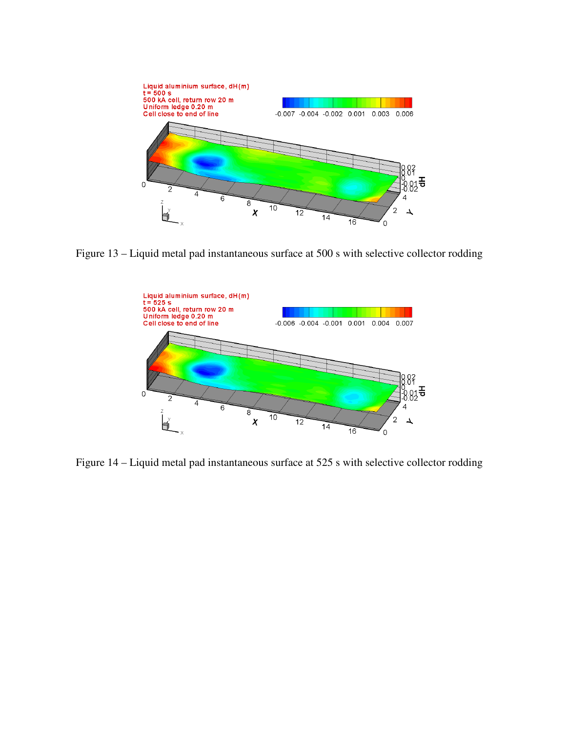Figure 13 – Liquid metal pad instantaneous surface at 500 s with selective collector rodding

Figure 14 – Liquid metal pad instantaneous surface at 525 s with selective collector rodding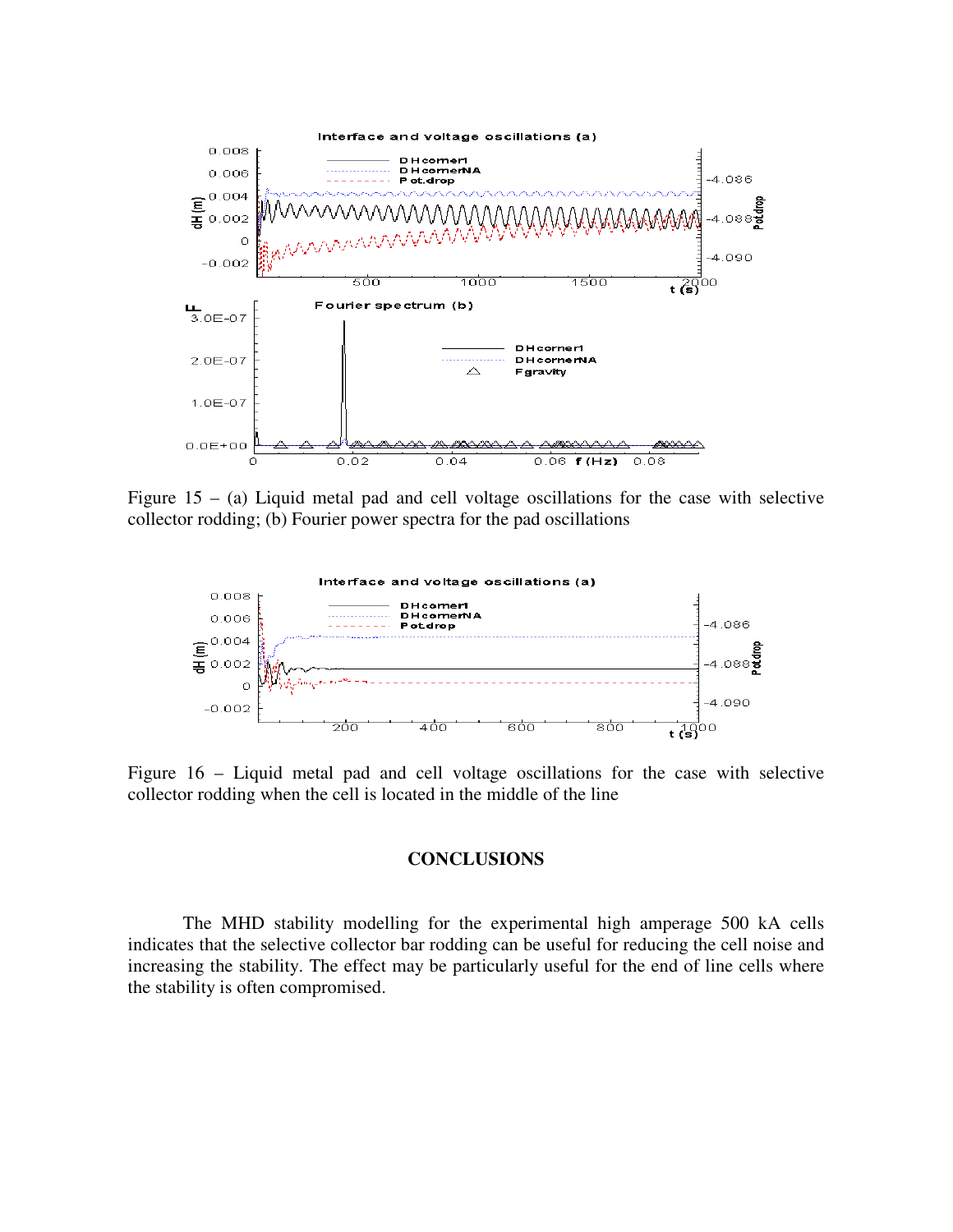Figure 15 – (a) Liquid metal pad and cell voltage oscillations for the case with selective collector rodding; (b) Fourier power spectra for the pad oscillations

Figure 16 – Liquid metal pad and cell voltage oscillations for the case with selective collector rodding when the cell is located in the middle of the line

## CONCLUSIONS

The MHD stability modelling for the experimental high amperage 500 kA cells indicates that the selective collector bar rodding can be useful for reducing the cell noise and increasing the stability. The effect may be particularly useful for the end of line cells where the stability is often compromised.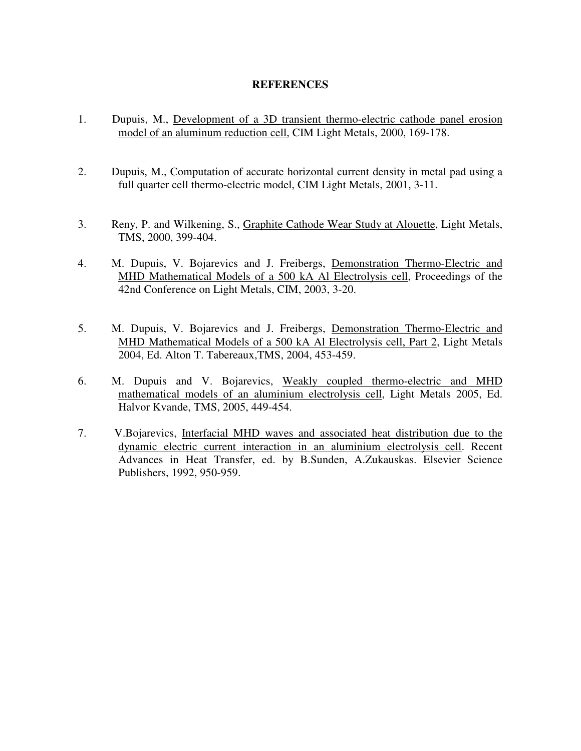# REFERENCES

1. Dupuis, M., Development of a 3D transient thermo-electric cathode panel erosion model of an aluminum reduction cell, CIM Light Metals, 2000, 169-178.

2. Dupuis, M., Computation of accurate horizontal current density in metal pad using a full quarter cell thermo-electric model, CIM Light Metals, 2001, 3-11.

3. Reny, P. and Wilkening, S., Graphite Cathode Wear Study at Alouette, Light Metals, TMS, 2000, 399-404.

4. M. Dupuis, V. Bojarevics and J. Freibergs, Demonstration Thermo-Electric and MHD Mathematical Models of a 500 kA Al Electrolysis cell, Proceedings of the 42nd Conference on Light Metals, CIM, 2003, 3-20.

5. M. Dupuis, V. Bojarevics and J. Freibergs, Demonstration Thermo-Electric and MHD Mathematical Models of a 500 kA Al Electrolysis cell, Part 2, Light Metals 2004, Ed. Alton T. Tabereaux,TMS, 2004, 453-459.

6. M. Dupuis and V. Bojarevics, Weakly coupled thermo-electric and MHD mathematical models of an aluminium electrolysis cell, Light Metals 2005, Ed. Halvor Kvande, TMS, 2005, 449-454.

7. V.Bojarevics, Interfacial MHD waves and associated heat distribution due to the dynamic electric current interaction in an aluminium electrolysis cell. Recent Advances in Heat Transfer, ed. by B.Sunden, A.Zukauskas. Elsevier Science Publishers, 1992, 950-959.